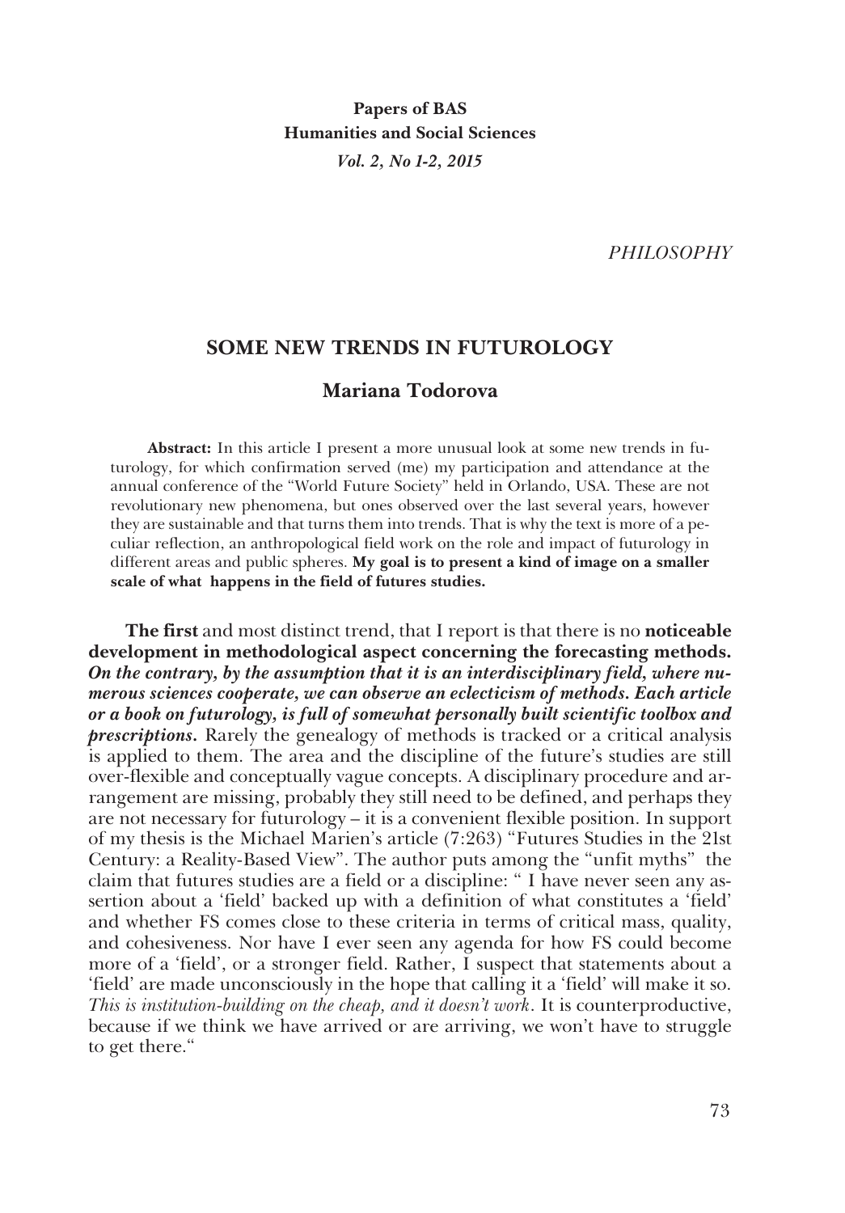**Papers of BAS**
**Humanities and Social Sciences**
*Vol. 2, No 1-2, 2015*

*PHILOSOPHY*

# SOME NEW TRENDS IN FUTUROLOGY

## Mariana Todorova

**Abstract:** In this article I present a more unusual look at some new trends in futurology, for which confirmation served (me) my participation and attendance at the annual conference of the "World Future Society" held in Orlando, USA. These are not revolutionary new phenomena, but ones observed over the last several years, however they are sustainable and that turns them into trends. That is why the text is more of a peculiar reflection, an anthropological field work on the role and impact of futurology in different areas and public spheres. **My goal is to present a kind of image on a smaller scale of what happens in the field of futures studies.**

**The first** and most distinct trend, that I report is that there is no **noticeable development in methodological aspect concerning the forecasting methods.** ***On the contrary, by the assumption that it is an interdisciplinary field, where numerous sciences cooperate, we can observe an eclecticism of methods. Each article or a book on futurology, is full of somewhat personally built scientific toolbox and prescriptions.*** Rarely the genealogy of methods is tracked or a critical analysis is applied to them. The area and the discipline of the future's studies are still over-flexible and conceptually vague concepts. A disciplinary procedure and arrangement are missing, probably they still need to be defined, and perhaps they are not necessary for futurology – it is a convenient flexible position. In support of my thesis is the Michael Marien's article (7:263) "Futures Studies in the 21st Century: a Reality-Based View". The author puts among the "unfit myths" the claim that futures studies are a field or a discipline: " I have never seen any assertion about a 'field' backed up with a definition of what constitutes a 'field' and whether FS comes close to these criteria in terms of critical mass, quality, and cohesiveness. Nor have I ever seen any agenda for how FS could become more of a 'field', or a stronger field. Rather, I suspect that statements about a 'field' are made unconsciously in the hope that calling it a 'field' will make it so. *This is institution-building on the cheap, and it doesn't work*. It is counterproductive, because if we think we have arrived or are arriving, we won't have to struggle to get there."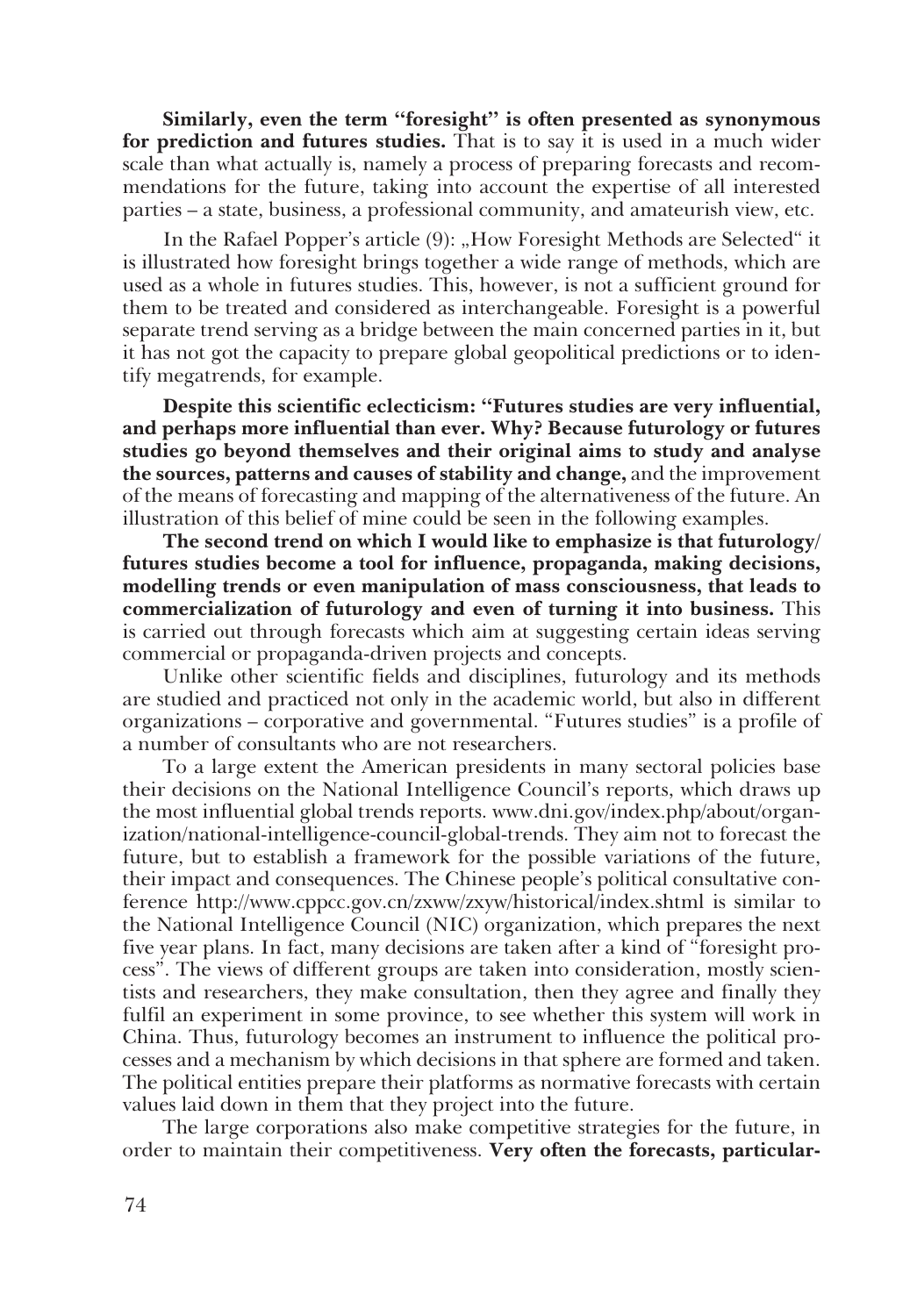**Similarly, even the term "foresight" is often presented as synonymous for prediction and futures studies.** That is to say it is used in a much wider scale than what actually is, namely a process of preparing forecasts and recommendations for the future, taking into account the expertise of all interested parties – a state, business, a professional community, and amateurish view, etc.

In the Rafael Popper's article (9): „How Foresight Methods are Selected" it is illustrated how foresight brings together a wide range of methods, which are used as a whole in futures studies. This, however, is not a sufficient ground for them to be treated and considered as interchangeable. Foresight is a powerful separate trend serving as a bridge between the main concerned parties in it, but it has not got the capacity to prepare global geopolitical predictions or to identify megatrends, for example.

**Despite this scientific eclecticism: "Futures studies are very influential, and perhaps more influential than ever. Why? Because futurology or futures studies go beyond themselves and their original aims to study and analyse the sources, patterns and causes of stability and change,** and the improvement of the means of forecasting and mapping of the alternativeness of the future. An illustration of this belief of mine could be seen in the following examples.

**The second trend on which I would like to emphasize is that futurology/futures studies become a tool for influence, propaganda, making decisions, modelling trends or even manipulation of mass consciousness, that leads to commercialization of futurology and even of turning it into business.** This is carried out through forecasts which aim at suggesting certain ideas serving commercial or propaganda-driven projects and concepts.

Unlike other scientific fields and disciplines, futurology and its methods are studied and practiced not only in the academic world, but also in different organizations – corporative and governmental. "Futures studies" is a profile of a number of consultants who are not researchers.

To a large extent the American presidents in many sectoral policies base their decisions on the National Intelligence Council's reports, which draws up the most influential global trends reports. www.dni.gov/index.php/about/organization/national-intelligence-council-global-trends. They aim not to forecast the future, but to establish a framework for the possible variations of the future, their impact and consequences. The Chinese people's political consultative conference http://www.cppcc.gov.cn/zxww/zxyw/historical/index.shtml is similar to the National Intelligence Council (NIC) organization, which prepares the next five year plans. In fact, many decisions are taken after a kind of "foresight process". The views of different groups are taken into consideration, mostly scientists and researchers, they make consultation, then they agree and finally they fulfil an experiment in some province, to see whether this system will work in China. Thus, futurology becomes an instrument to influence the political processes and a mechanism by which decisions in that sphere are formed and taken. The political entities prepare their platforms as normative forecasts with certain values laid down in them that they project into the future.

The large corporations also make competitive strategies for the future, in order to maintain their competitiveness. **Very often the forecasts, particular-**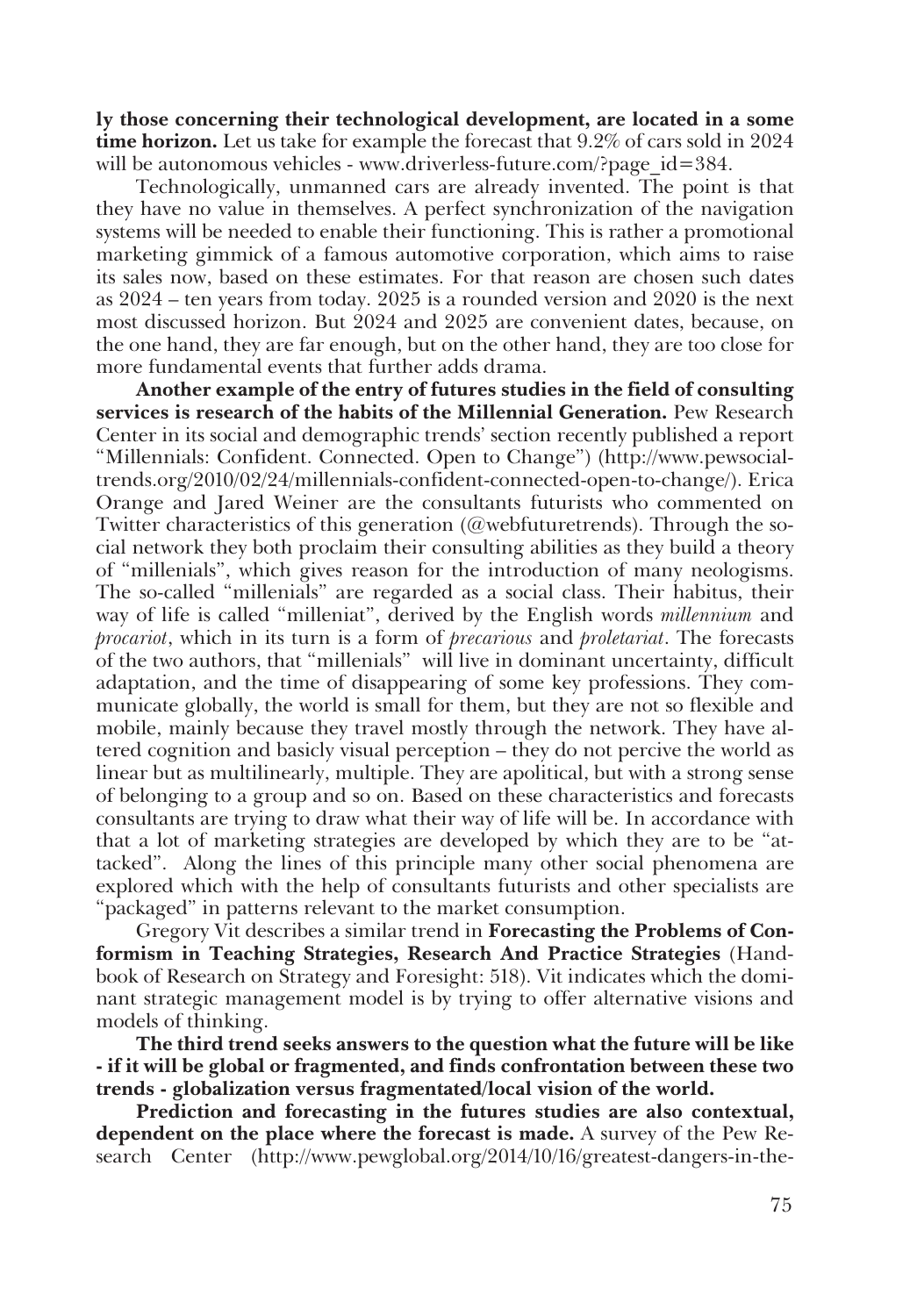**ly those concerning their technological development, are located in a some time horizon.** Let us take for example the forecast that 9.2% of cars sold in 2024 will be autonomous vehicles - www.driverless-future.com/?page_id=384.

Technologically, unmanned cars are already invented. The point is that they have no value in themselves. A perfect synchronization of the navigation systems will be needed to enable their functioning. This is rather a promotional marketing gimmick of a famous automotive corporation, which aims to raise its sales now, based on these estimates. For that reason are chosen such dates as 2024 – ten years from today. 2025 is a rounded version and 2020 is the next most discussed horizon. But 2024 and 2025 are convenient dates, because, on the one hand, they are far enough, but on the other hand, they are too close for more fundamental events that further adds drama.

**Another example of the entry of futures studies in the field of consulting services is research of the habits of the Millennial Generation.** Pew Research Center in its social and demographic trends' section recently published a report "Millennials: Confident. Connected. Open to Change") (http://www.pewsocialtrends.org/2010/02/24/millennials-confident-connected-open-to-change/). Erica Orange and Jared Weiner are the consultants futurists who commented on Twitter characteristics of this generation (@webfuturetrends). Through the social network they both proclaim their consulting abilities as they build a theory of "millenials", which gives reason for the introduction of many neologisms. The so-called "millenials" are regarded as a social class. Their habitus, their way of life is called "milleniat", derived by the English words *millennium* and *procariot*, which in its turn is a form of *precarious* and *proletariat*. The forecasts of the two authors, that "millenials" will live in dominant uncertainty, difficult adaptation, and the time of disappearing of some key professions. They communicate globally, the world is small for them, but they are not so flexible and mobile, mainly because they travel mostly through the network. They have altered cognition and basicly visual perception – they do not percive the world as linear but as multilinearly, multiple. They are apolitical, but with a strong sense of belonging to a group and so on. Based on these characteristics and forecasts consultants are trying to draw what their way of life will be. In accordance with that a lot of marketing strategies are developed by which they are to be "attacked". Along the lines of this principle many other social phenomena are explored which with the help of consultants futurists and other specialists are "packaged" in patterns relevant to the market consumption.

Gregory Vit describes a similar trend in **Forecasting the Problems of Conformism in Teaching Strategies, Research And Practice Strategies** (Handbook of Research on Strategy and Foresight: 518). Vit indicates which the dominant strategic management model is by trying to offer alternative visions and models of thinking.

**The third trend seeks answers to the question what the future will be like - if it will be global or fragmented, and finds confrontation between these two trends - globalization versus fragmentated/local vision of the world.**

**Prediction and forecasting in the futures studies are also contextual, dependent on the place where the forecast is made.** A survey of the Pew Research Center (http://www.pewglobal.org/2014/10/16/greatest-dangers-in-the-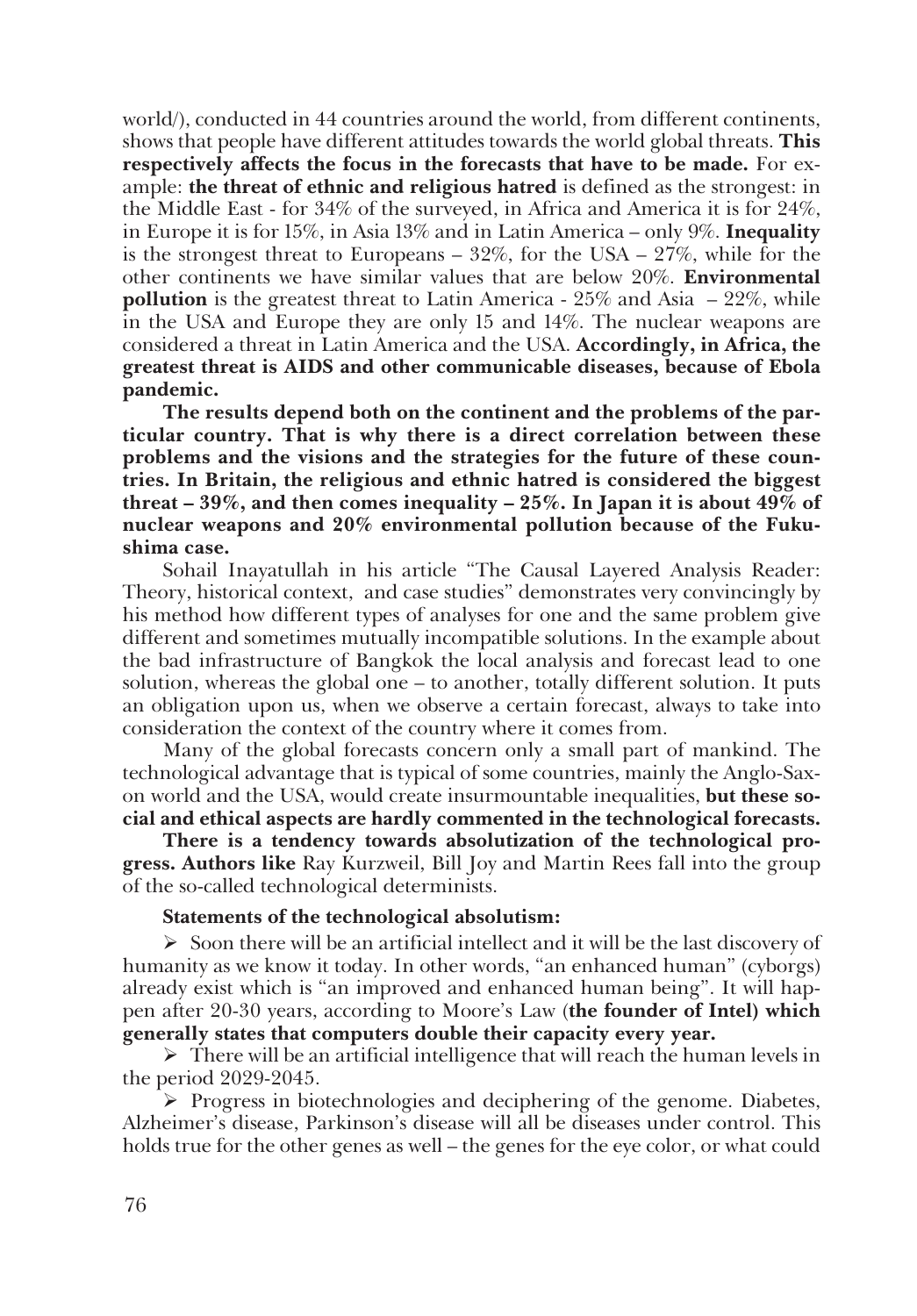world/), conducted in 44 countries around the world, from different continents, shows that people have different attitudes towards the world global threats. **This respectively affects the focus in the forecasts that have to be made.** For example: **the threat of ethnic and religious hatred** is defined as the strongest: in the Middle East - for 34% of the surveyed, in Africa and America it is for 24%, in Europe it is for 15%, in Asia 13% and in Latin America – only 9%. **Inequality** is the strongest threat to Europeans – 32%, for the USA – 27%, while for the other continents we have similar values that are below 20%. **Environmental pollution** is the greatest threat to Latin America - 25% and Asia – 22%, while in the USA and Europe they are only 15 and 14%. The nuclear weapons are considered a threat in Latin America and the USA. **Accordingly, in Africa, the greatest threat is AIDS and other communicable diseases, because of Ebola pandemic.**

**The results depend both on the continent and the problems of the particular country. That is why there is a direct correlation between these problems and the visions and the strategies for the future of these countries. In Britain, the religious and ethnic hatred is considered the biggest threat – 39%, and then comes inequality – 25%. In Japan it is about 49% of nuclear weapons and 20% environmental pollution because of the Fukushima case.**

Sohail Inayatullah in his article "The Causal Layered Analysis Reader: Theory, historical context, and case studies" demonstrates very convincingly by his method how different types of analyses for one and the same problem give different and sometimes mutually incompatible solutions. In the example about the bad infrastructure of Bangkok the local analysis and forecast lead to one solution, whereas the global one – to another, totally different solution. It puts an obligation upon us, when we observe a certain forecast, always to take into consideration the context of the country where it comes from.

Many of the global forecasts concern only a small part of mankind. The technological advantage that is typical of some countries, mainly the Anglo-Saxon world and the USA, would create insurmountable inequalities, **but these social and ethical aspects are hardly commented in the technological forecasts.**

**There is a tendency towards absolutization of the technological progress. Authors like** Ray Kurzweil, Bill Joy and Martin Rees fall into the group of the so-called technological determinists.

**Statements of the technological absolutism:**

- Soon there will be an artificial intellect and it will be the last discovery of humanity as we know it today. In other words, "an enhanced human" (cyborgs) already exist which is "an improved and enhanced human being". It will happen after 20-30 years, according to Moore's Law (**the founder of Intel) which generally states that computers double their capacity every year.**
- There will be an artificial intelligence that will reach the human levels in the period 2029-2045.
- Progress in biotechnologies and deciphering of the genome. Diabetes, Alzheimer's disease, Parkinson's disease will all be diseases under control. This holds true for the other genes as well – the genes for the eye color, or what could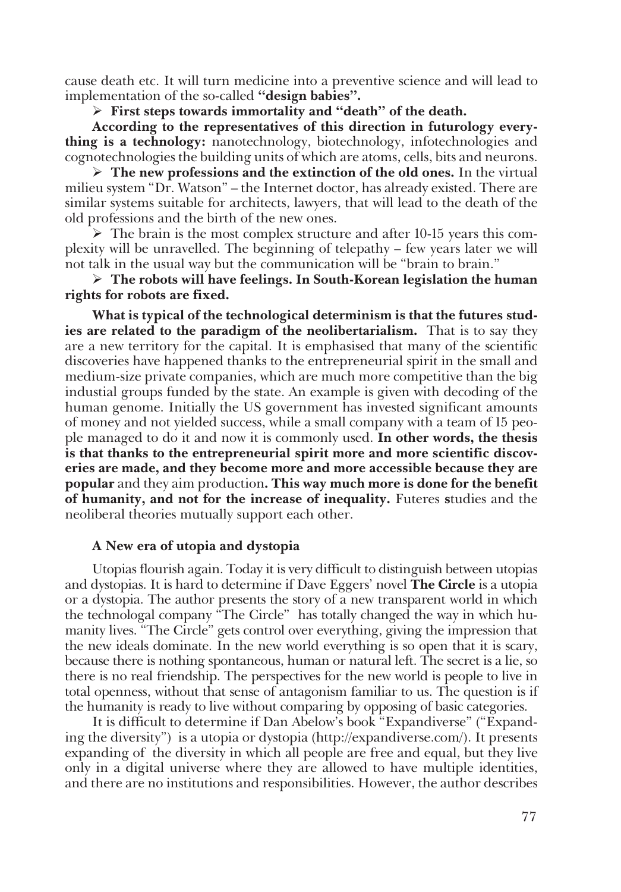cause death etc. It will turn medicine into a preventive science and will lead to implementation of the so-called **"design babies".**

- **First steps towards immortality and "death" of the death.**

**According to the representatives of this direction in futurology everything is a technology:** nanotechnology, biotechnology, infotechnologies and cognotechnologies the building units of which are atoms, cells, bits and neurons.

- **The new professions and the extinction of the old ones.** In the virtual milieu system "Dr. Watson" – the Internet doctor, has already existed. There are similar systems suitable for architects, lawyers, that will lead to the death of the old professions and the birth of the new ones.
- The brain is the most complex structure and after 10-15 years this complexity will be unravelled. The beginning of telepathy – few years later we will not talk in the usual way but the communication will be "brain to brain."
- **The robots will have feelings. In South-Korean legislation the human rights for robots are fixed.**

**What is typical of the technological determinism is that the futures studies are related to the paradigm of the neolibertarialism.** That is to say they are a new territory for the capital. It is emphasised that many of the scientific discoveries have happened thanks to the entrepreneurial spirit in the small and medium-size private companies, which are much more competitive than the big industial groups funded by the state. An example is given with decoding of the human genome. Initially the US government has invested significant amounts of money and not yielded success, while a small company with a team of 15 people managed to do it and now it is commonly used. **In other words, the thesis is that thanks to the entrepreneurial spirit more and more scientific discoveries are made, and they become more and more accessible because they are popular** and they aim production**. This way much more is done for the benefit of humanity, and not for the increase of inequality.** Futeres **s**tudies and the neoliberal theories mutually support each other.

### A New era of utopia and dystopia

Utopias flourish again. Today it is very difficult to distinguish between utopias and dystopias. It is hard to determine if Dave Eggers' novel **The Circle** is a utopia or a dystopia. The author presents the story of a new transparent world in which the technologal company "The Circle" has totally changed the way in which humanity lives. "The Circle" gets control over everything, giving the impression that the new ideals dominate. In the new world everything is so open that it is scary, because there is nothing spontaneous, human or natural left. The secret is a lie, so there is no real friendship. The perspectives for the new world is people to live in total openness, without that sense of antagonism familiar to us. The question is if the humanity is ready to live without comparing by opposing of basic categories.

It is difficult to determine if Dan Abelow's book "Expandiverse" ("Expanding the diversity") is a utopia or dystopia (http://expandiverse.com/). It presents expanding of the diversity in which all people are free and equal, but they live only in a digital universe where they are allowed to have multiple identities, and there are no institutions and responsibilities. However, the author describes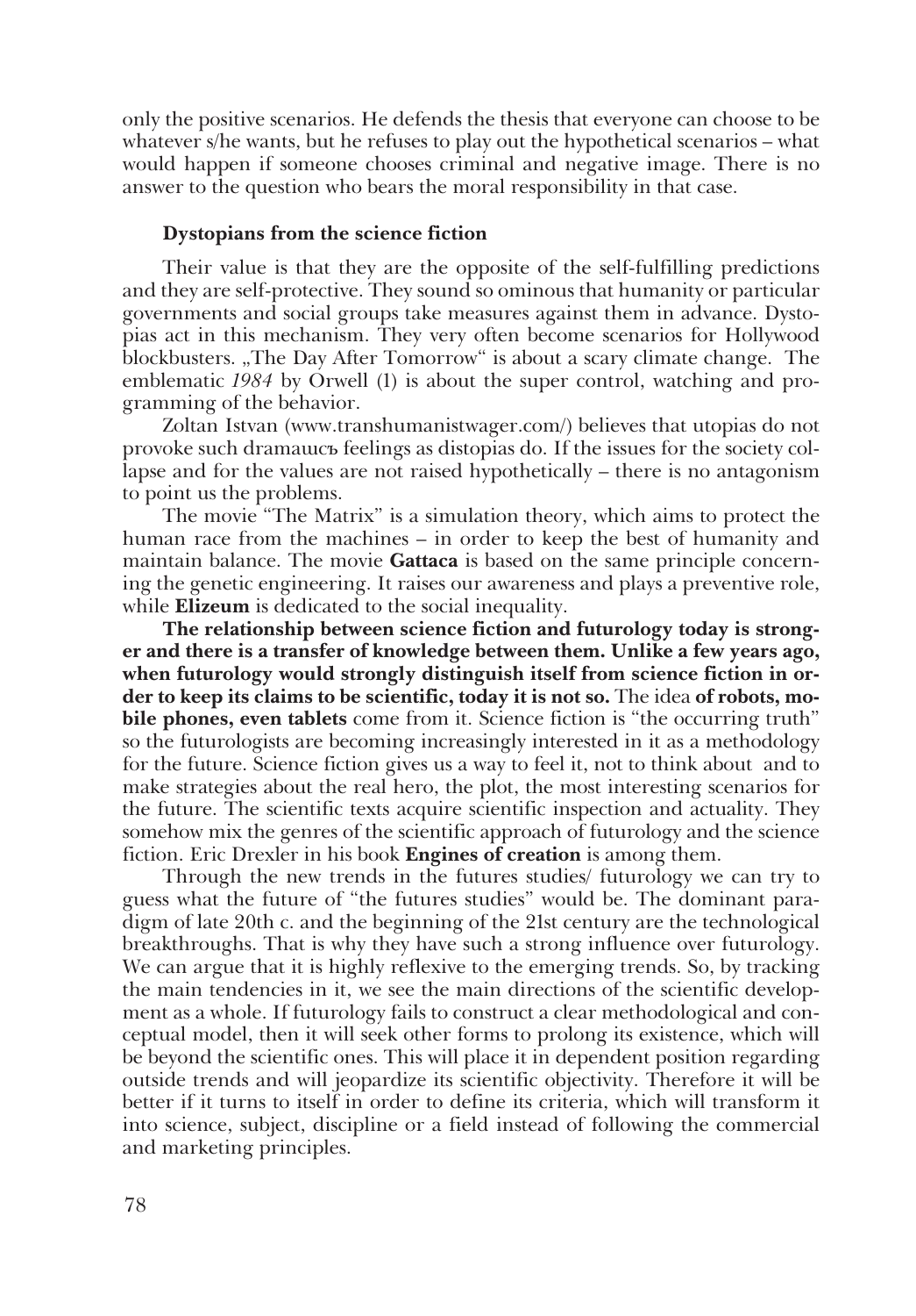only the positive scenarios. He defends the thesis that everyone can choose to be whatever s/he wants, but he refuses to play out the hypothetical scenarios – what would happen if someone chooses criminal and negative image. There is no answer to the question who bears the moral responsibility in that case.

### Dystopians from the science fiction

Their value is that they are the opposite of the self-fulfilling predictions and they are self-protective. They sound so ominous that humanity or particular governments and social groups take measures against them in advance. Dystopias act in this mechanism. They very often become scenarios for Hollywood blockbusters. „The Day After Tomorrow" is about a scary climate change. The emblematic *1984* by Orwell (1) is about the super control, watching and programming of the behavior.

Zoltan Istvan (www.transhumanistwager.com/) believes that utopias do not provoke such dramaшсъ feelings as distopias do. If the issues for the society collapse and for the values are not raised hypothetically – there is no antagonism to point us the problems.

The movie "The Matrix" is a simulation theory, which aims to protect the human race from the machines – in order to keep the best of humanity and maintain balance. The movie **Gattaca** is based on the same principle concerning the genetic engineering. It raises our awareness and plays a preventive role, while **Elizeum** is dedicated to the social inequality.

**The relationship between science fiction and futurology today is stronger and there is a transfer of knowledge between them. Unlike a few years ago, when futurology would strongly distinguish itself from science fiction in order to keep its claims to be scientific, today it is not so.** The idea **of robots, mobile phones, even tablets** come from it. Science fiction is "the occurring truth" so the futurologists are becoming increasingly interested in it as a methodology for the future. Science fiction gives us a way to feel it, not to think about and to make strategies about the real hero, the plot, the most interesting scenarios for the future. The scientific texts acquire scientific inspection and actuality. They somehow mix the genres of the scientific approach of futurology and the science fiction. Eric Drexler in his book **Engines of creation** is among them.

Through the new trends in the futures studies/ futurology we can try to guess what the future of "the futures studies" would be. The dominant paradigm of late 20th c. and the beginning of the 21st century are the technological breakthroughs. That is why they have such a strong influence over futurology. We can argue that it is highly reflexive to the emerging trends. So, by tracking the main tendencies in it, we see the main directions of the scientific development as a whole. If futurology fails to construct a clear methodological and conceptual model, then it will seek other forms to prolong its existence, which will be beyond the scientific ones. This will place it in dependent position regarding outside trends and will jeopardize its scientific objectivity. Therefore it will be better if it turns to itself in order to define its criteria, which will transform it into science, subject, discipline or a field instead of following the commercial and marketing principles.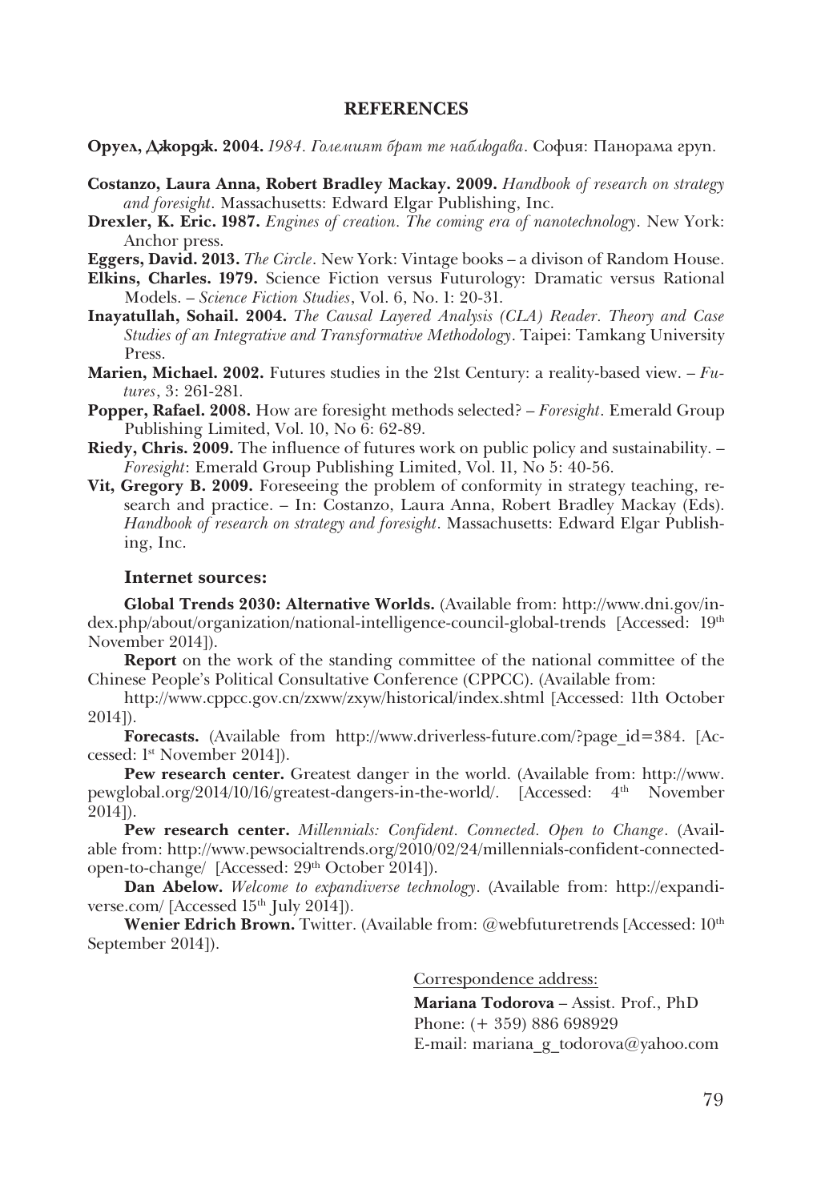## REFERENCES

**Оруел, Джордж. 2004.** *1984. Големият брат те наблюдава*. София: Панорама груп.

**Costanzo, Laura Anna, Robert Bradley Mackay. 2009.** *Handbook of research on strategy and foresight*. Massachusetts: Edward Elgar Publishing, Inc.

**Drexler, K. Eric. 1987.** *Engines of creation. The coming era of nanotechnology*. New York: Anchor press.

**Eggers, David. 2013.** *The Circle*. New York: Vintage books – a divison of Random House.

**Elkins, Charles. 1979.** Science Fiction versus Futurology: Dramatic versus Rational Models. – *Science Fiction Studies*, Vol. 6, No. 1: 20-31.

**Inayatullah, Sohail. 2004.** *The Causal Layered Analysis (CLA) Reader. Theory and Case Studies of an Integrative and Transformative Methodology*. Taipei: Tamkang University Press.

**Marien, Michael. 2002.** Futures studies in the 21st Century: a reality-based view. – *Futures*, 3: 261-281.

**Popper, Rafael. 2008.** How are foresight methods selected? – *Foresight*. Emerald Group Publishing Limited, Vol. 10, No 6: 62-89.

**Riedy, Chris. 2009.** The influence of futures work on public policy and sustainability. – *Foresight*: Emerald Group Publishing Limited, Vol. 11, No 5: 40-56.

**Vit, Gregory B. 2009.** Foreseeing the problem of conformity in strategy teaching, research and practice. – In: Costanzo, Laura Anna, Robert Bradley Mackay (Eds). *Handbook of research on strategy and foresight*. Massachusetts: Edward Elgar Publishing, Inc.

### Internet sources:

**Global Trends 2030: Alternative Worlds.** (Available from: http://www.dni.gov/index.php/about/organization/national-intelligence-council-global-trends [Accessed: 19th November 2014]).

**Report** on the work of the standing committee of the national committee of the Chinese People's Political Consultative Conference (CPPCC). (Available from:

http://www.cppcc.gov.cn/zxww/zxyw/historical/index.shtml [Accessed: 11th October 2014]).

**Forecasts.** (Available from http://www.driverless-future.com/?page_id=384. [Accessed: 1st November 2014]).

**Pew research center.** Greatest danger in the world. (Available from: http://www.pewglobal.org/2014/10/16/greatest-dangers-in-the-world/. [Accessed: 4th November 2014]).

**Pew research center.** *Millennials: Confident. Connected. Open to Change*. (Available from: http://www.pewsocialtrends.org/2010/02/24/millennials-confident-connected-open-to-change/ [Accessed: 29th October 2014]).

**Dan Abelow.** *Welcome to expandiverse technology*. (Available from: http://expandiverse.com/ [Accessed 15th July 2014]).

**Wenier Edrich Brown.** Twitter. (Available from: @webfuturetrends [Accessed: 10th September 2014]).

Correspondence address:

**Mariana Todorova** – Assist. Prof., PhD
Phone: (+ 359) 886 698929
E-mail: mariana_g_todorova@yahoo.com